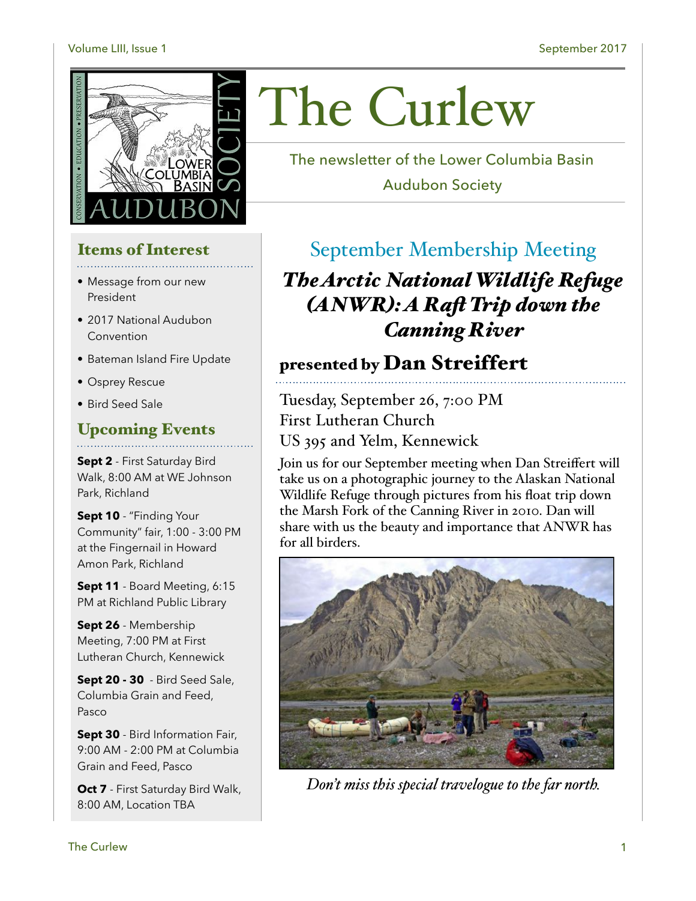# The Curlew

The newsletter of the Lower Columbia Basin Audubon Society

## Items of Interest

- Message from our new President
- 2017 National Audubon Convention
- Bateman Island Fire Update
- Osprey Rescue
- Bird Seed Sale

## Upcoming Events

**Sept 2** - First Saturday Bird Walk, 8:00 AM at WE Johnson Park, Richland

**Sept 10** - "Finding Your Community" fair, 1:00 - 3:00 PM at the Fingernail in Howard Amon Park, Richland

**Sept 11** - Board Meeting, 6:15 PM at Richland Public Library

**Sept 26** - Membership Meeting, 7:00 PM at First Lutheran Church, Kennewick

**Sept 20 - 30** - Bird Seed Sale, Columbia Grain and Feed, Pasco

**Sept 30** - Bird Information Fair, 9:00 AM - 2:00 PM at Columbia Grain and Feed, Pasco

**Oct 7** - First Saturday Bird Walk, 8:00 AM, Location TBA

## September Membership Meeting

### *The Arctic National Wildlife Refuge (ANWR): A Raft Trip down the Canning River*

**presented by Dan Streiffert**

Tuesday, September 26, 7:00 PM
First Lutheran Church
US 395 and Yelm, Kennewick

Join us for our September meeting when Dan Streiffert will take us on a photographic journey to the Alaskan National Wildlife Refuge through pictures from his float trip down the Marsh Fork of the Canning River in 2010. Dan will share with us the beauty and importance that ANWR has for all birders.

*Don't miss this special travelogue to the far north.*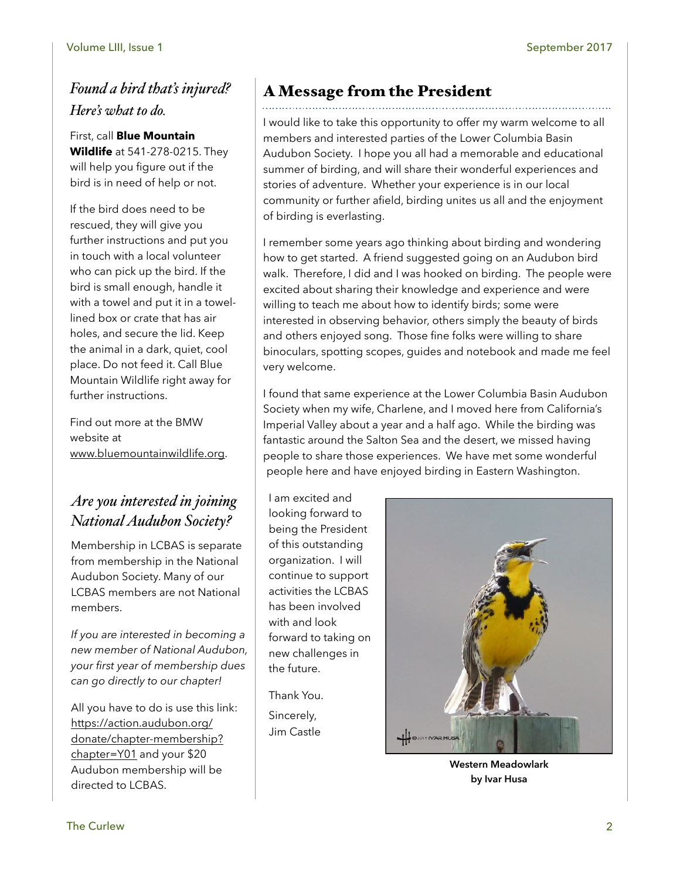## *Found a bird that's injured? Here's what to do.*

First, call **Blue Mountain Wildlife** at 541-278-0215. They will help you figure out if the bird is in need of help or not.

If the bird does need to be rescued, they will give you further instructions and put you in touch with a local volunteer who can pick up the bird. If the bird is small enough, handle it with a towel and put it in a towel-lined box or crate that has air holes, and secure the lid. Keep the animal in a dark, quiet, cool place. Do not feed it. Call Blue Mountain Wildlife right away for further instructions.

Find out more at the BMW website at www.bluemountainwildlife.org.

## *Are you interested in joining National Audubon Society?*

Membership in LCBAS is separate from membership in the National Audubon Society. Many of our LCBAS members are not National members.

*If you are interested in becoming a new member of National Audubon, your first year of membership dues can go directly to our chapter!*

All you have to do is use this link: https://action.audubon.org/donate/chapter-membership?chapter=Y01 and your $20 Audubon membership will be directed to LCBAS.

## A Message from the President

I would like to take this opportunity to offer my warm welcome to all members and interested parties of the Lower Columbia Basin Audubon Society. I hope you all had a memorable and educational summer of birding, and will share their wonderful experiences and stories of adventure. Whether your experience is in our local community or further afield, birding unites us all and the enjoyment of birding is everlasting.

I remember some years ago thinking about birding and wondering how to get started. A friend suggested going on an Audubon bird walk. Therefore, I did and I was hooked on birding. The people were excited about sharing their knowledge and experience and were willing to teach me about how to identify birds; some were interested in observing behavior, others simply the beauty of birds and others enjoyed song. Those fine folks were willing to share binoculars, spotting scopes, guides and notebook and made me feel very welcome.

I found that same experience at the Lower Columbia Basin Audubon Society when my wife, Charlene, and I moved here from California's Imperial Valley about a year and a half ago. While the birding was fantastic around the Salton Sea and the desert, we missed having people to share those experiences. We have met some wonderful people here and have enjoyed birding in Eastern Washington.

I am excited and looking forward to being the President of this outstanding organization. I will continue to support activities the LCBAS has been involved with and look forward to taking on new challenges in the future.

Thank You.

Sincerely,
Jim Castle

**Western Meadowlark by Ivar Husa**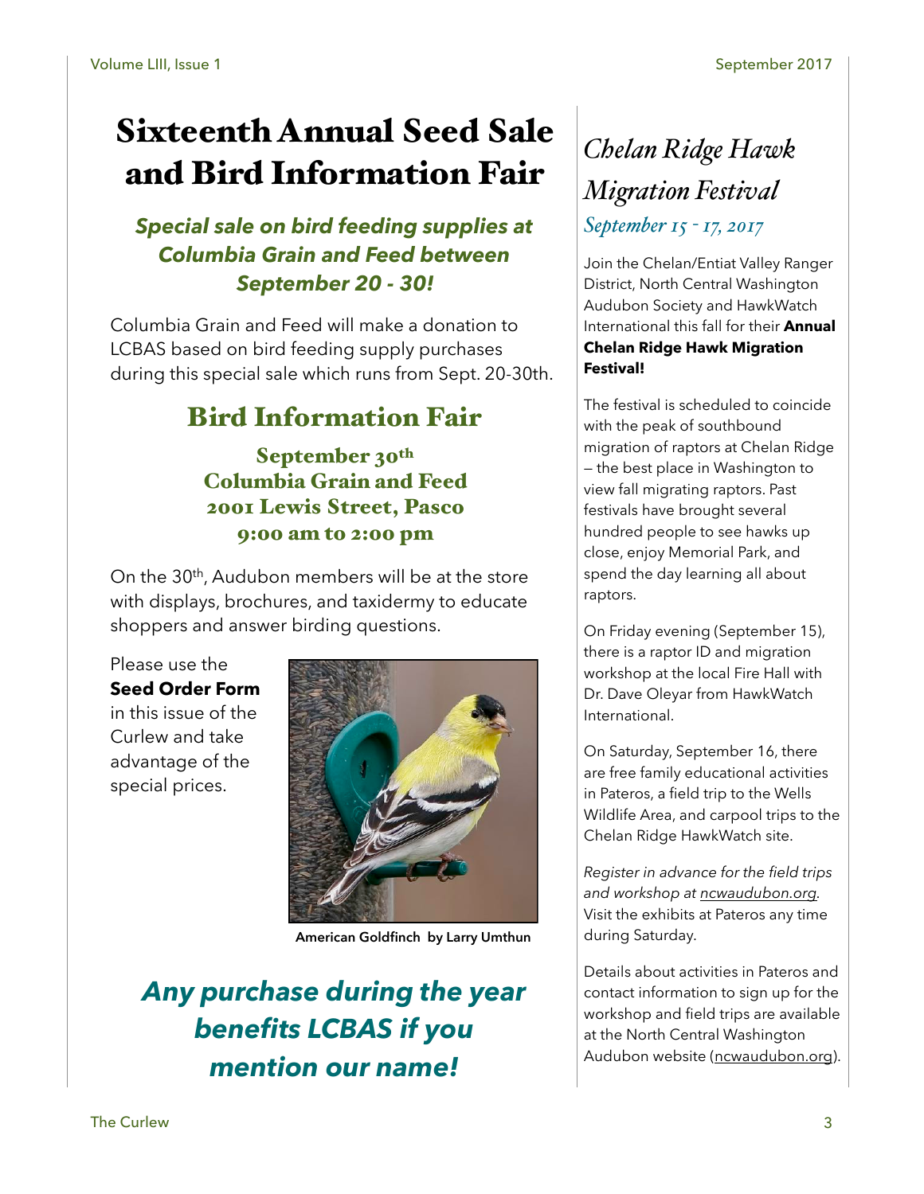# Sixteenth Annual Seed Sale and Bird Information Fair

### *Special sale on bird feeding supplies at Columbia Grain and Feed between September 20 - 30!*

Columbia Grain and Feed will make a donation to LCBAS based on bird feeding supply purchases during this special sale which runs from Sept. 20-30th.

## Bird Information Fair

**September 30th**
**Columbia Grain and Feed**
**2001 Lewis Street, Pasco**
**9:00 am to 2:00 pm**

On the 30th, Audubon members will be at the store with displays, brochures, and taxidermy to educate shoppers and answer birding questions.

Please use the **Seed Order Form** in this issue of the Curlew and take advantage of the special prices.

American Goldfinch by Larry Umthun

### *Any purchase during the year benefits LCBAS if you mention our name!*

# *Chelan Ridge Hawk Migration Festival*

*September 15 - 17, 2017*

Join the Chelan/Entiat Valley Ranger District, North Central Washington Audubon Society and HawkWatch International this fall for their **Annual Chelan Ridge Hawk Migration Festival!**

The festival is scheduled to coincide with the peak of southbound migration of raptors at Chelan Ridge — the best place in Washington to view fall migrating raptors. Past festivals have brought several hundred people to see hawks up close, enjoy Memorial Park, and spend the day learning all about raptors.

On Friday evening (September 15), there is a raptor ID and migration workshop at the local Fire Hall with Dr. Dave Oleyar from HawkWatch International.

On Saturday, September 16, there are free family educational activities in Pateros, a field trip to the Wells Wildlife Area, and carpool trips to the Chelan Ridge HawkWatch site.

*Register in advance for the field trips and workshop at ncwaudubon.org.* Visit the exhibits at Pateros any time during Saturday.

Details about activities in Pateros and contact information to sign up for the workshop and field trips are available at the North Central Washington Audubon website (ncwaudubon.org).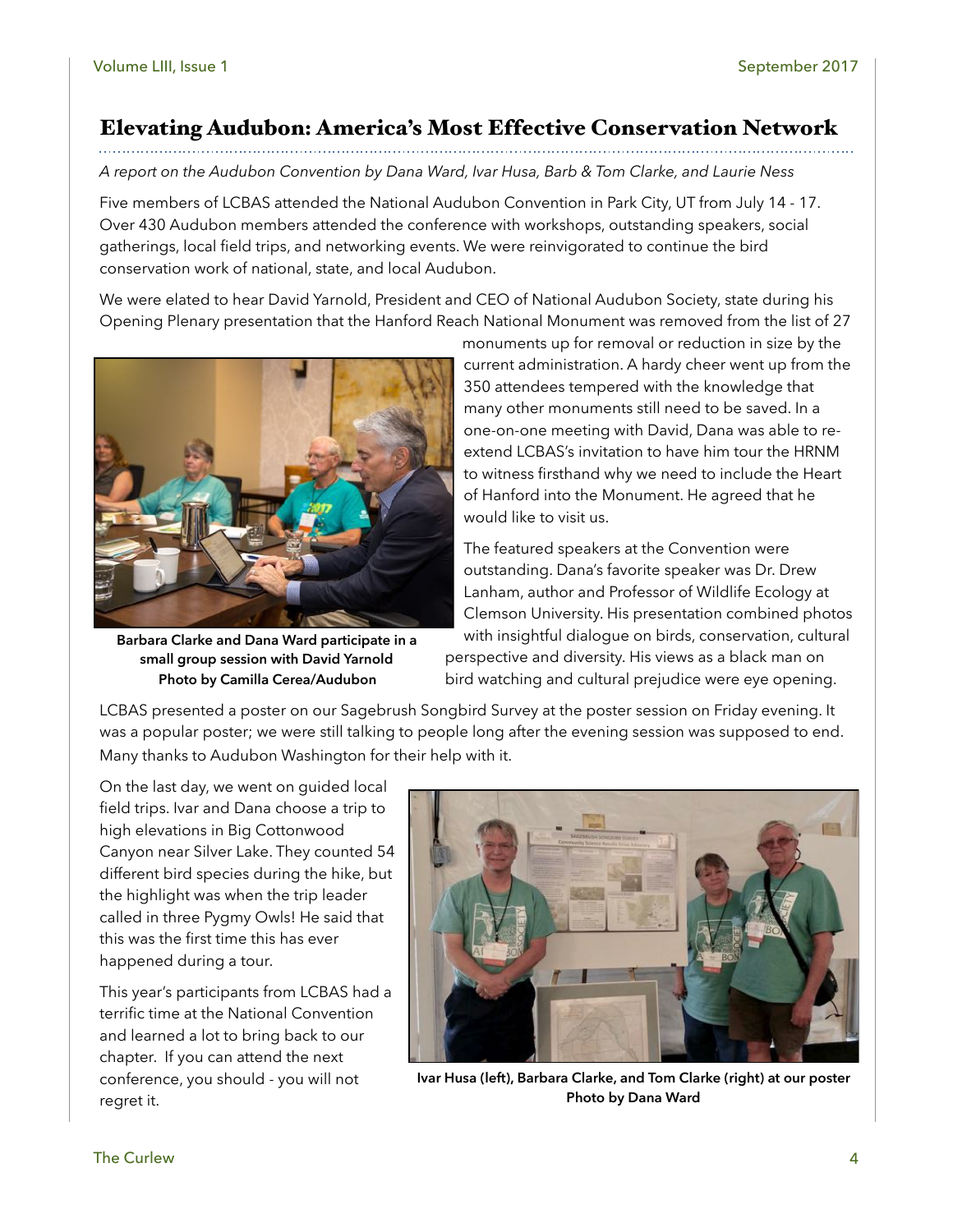## Elevating Audubon: America's Most Effective Conservation Network

*A report on the Audubon Convention by Dana Ward, Ivar Husa, Barb & Tom Clarke, and Laurie Ness*

Five members of LCBAS attended the National Audubon Convention in Park City, UT from July 14 - 17. Over 430 Audubon members attended the conference with workshops, outstanding speakers, social gatherings, local field trips, and networking events. We were reinvigorated to continue the bird conservation work of national, state, and local Audubon.

We were elated to hear David Yarnold, President and CEO of National Audubon Society, state during his Opening Plenary presentation that the Hanford Reach National Monument was removed from the list of 27 monuments up for removal or reduction in size by the current administration. A hardy cheer went up from the 350 attendees tempered with the knowledge that many other monuments still need to be saved. In a one-on-one meeting with David, Dana was able to re-extend LCBAS's invitation to have him tour the HRNM to witness firsthand why we need to include the Heart of Hanford into the Monument. He agreed that he would like to visit us.

**Barbara Clarke and Dana Ward participate in a small group session with David Yarnold**
**Photo by Camilla Cerea/Audubon**

The featured speakers at the Convention were outstanding. Dana's favorite speaker was Dr. Drew Lanham, author and Professor of Wildlife Ecology at Clemson University. His presentation combined photos with insightful dialogue on birds, conservation, cultural perspective and diversity. His views as a black man on bird watching and cultural prejudice were eye opening.

LCBAS presented a poster on our Sagebrush Songbird Survey at the poster session on Friday evening. It was a popular poster; we were still talking to people long after the evening session was supposed to end. Many thanks to Audubon Washington for their help with it.

On the last day, we went on guided local field trips. Ivar and Dana choose a trip to high elevations in Big Cottonwood Canyon near Silver Lake. They counted 54 different bird species during the hike, but the highlight was when the trip leader called in three Pygmy Owls! He said that this was the first time this has ever happened during a tour.

This year's participants from LCBAS had a terrific time at the National Convention and learned a lot to bring back to our chapter. If you can attend the next conference, you should - you will not regret it.

**Ivar Husa (left), Barbara Clarke, and Tom Clarke (right) at our poster**
**Photo by Dana Ward**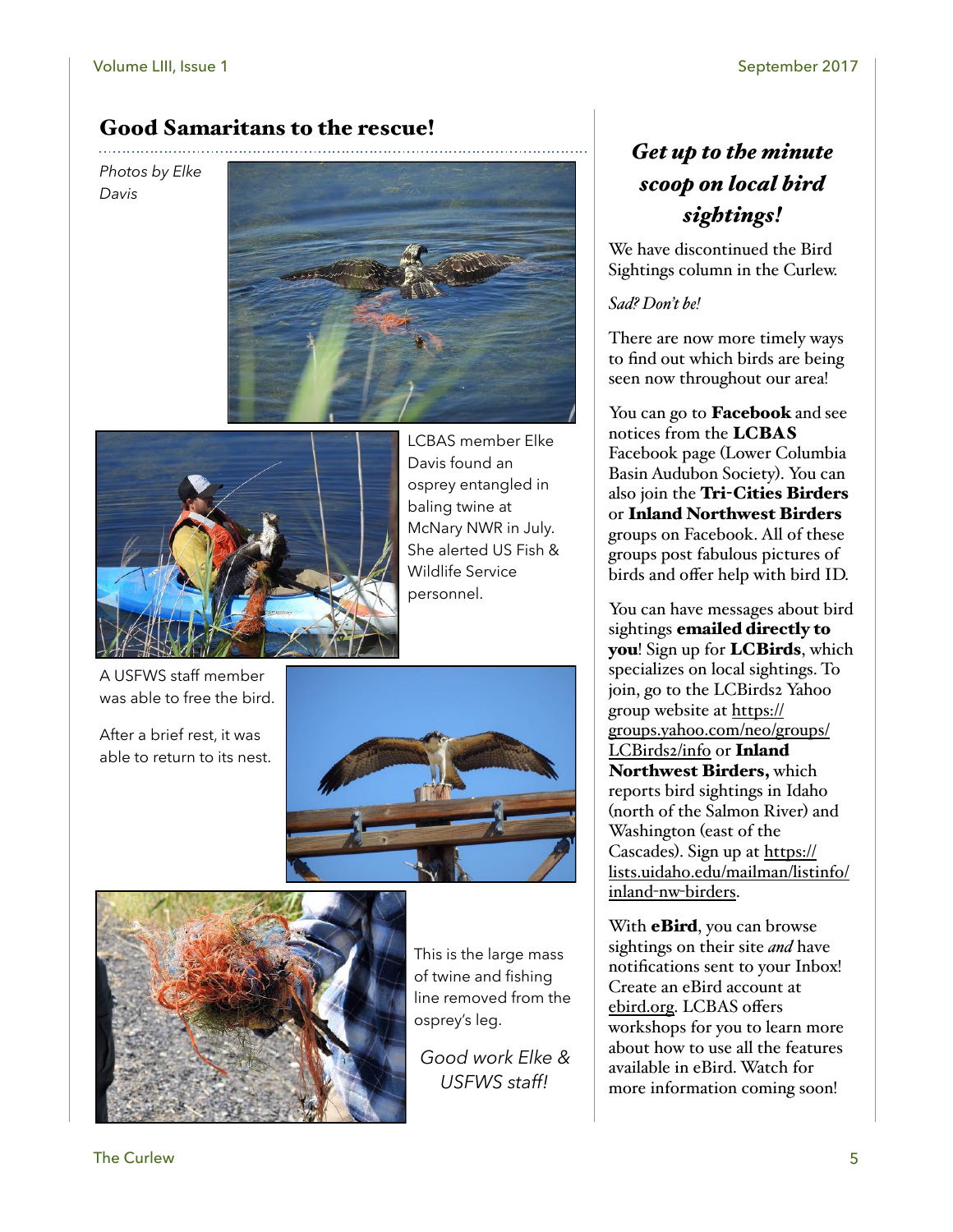## Good Samaritans to the rescue!

*Photos by Elke Davis*

LCBAS member Elke Davis found an osprey entangled in baling twine at McNary NWR in July. She alerted US Fish & Wildlife Service personnel.

A USFWS staff member was able to free the bird.

After a brief rest, it was able to return to its nest.

This is the large mass of twine and fishing line removed from the osprey's leg.

*Good work Elke & USFWS staff!*

## *Get up to the minute scoop on local bird sightings!*

We have discontinued the Bird Sightings column in the Curlew.

*Sad? Don't be!*

There are now more timely ways to find out which birds are being seen now throughout our area!

You can go to **Facebook** and see notices from the **LCBAS** Facebook page (Lower Columbia Basin Audubon Society). You can also join the **Tri-Cities Birders** or **Inland Northwest Birders** groups on Facebook. All of these groups post fabulous pictures of birds and offer help with bird ID.

You can have messages about bird sightings **emailed directly to you**! Sign up for **LCBirds**, which specializes on local sightings. To join, go to the LCBirds2 Yahoo group website at https://groups.yahoo.com/neo/groups/LCBirds2/info or **Inland Northwest Birders,** which reports bird sightings in Idaho (north of the Salmon River) and Washington (east of the Cascades). Sign up at https://lists.uidaho.edu/mailman/listinfo/inland-nw-birders.

With **eBird**, you can browse sightings on their site *and* have notifications sent to your Inbox! Create an eBird account at ebird.org. LCBAS offers workshops for you to learn more about how to use all the features available in eBird. Watch for more information coming soon!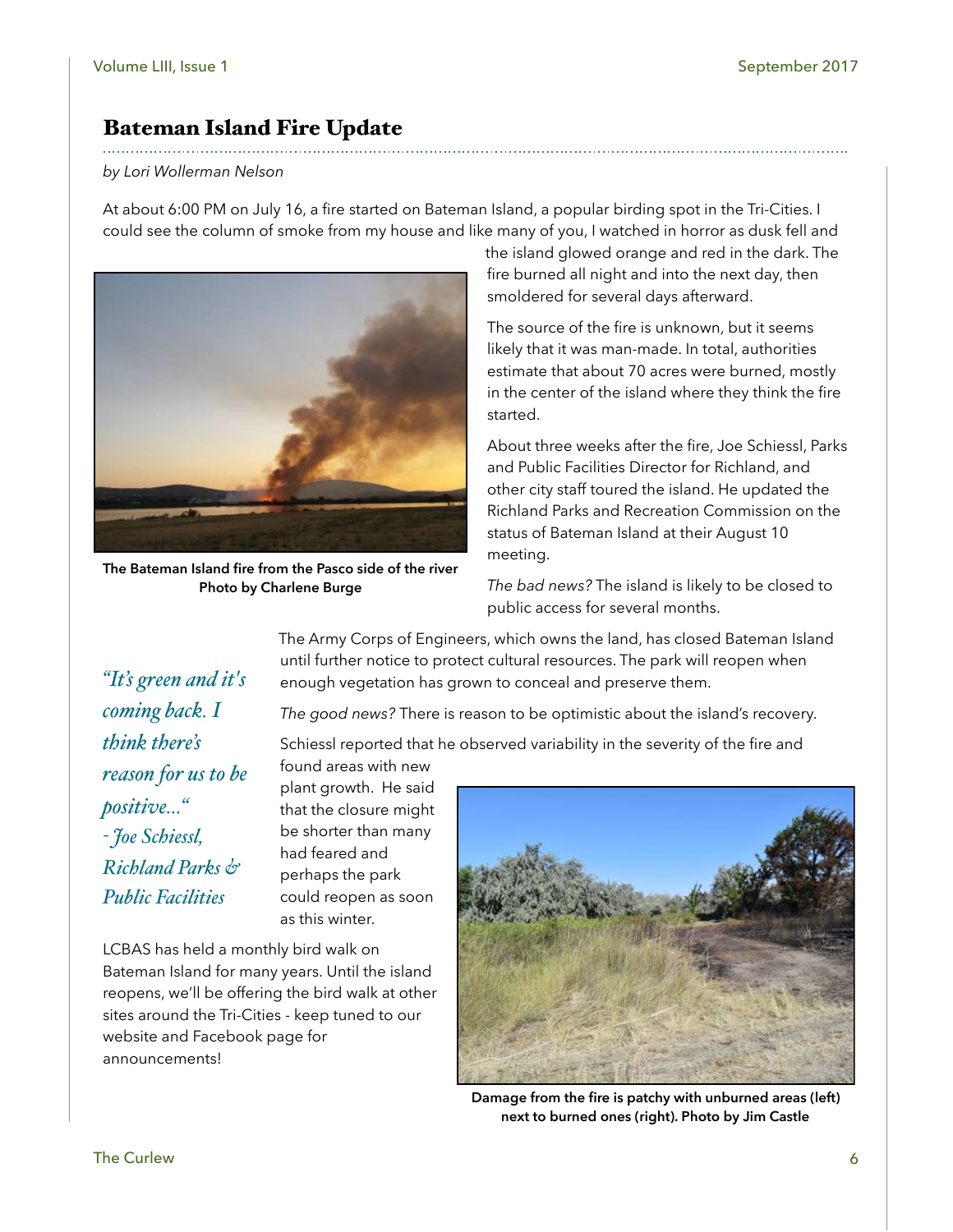## Bateman Island Fire Update

*by Lori Wollerman Nelson*

At about 6:00 PM on July 16, a fire started on Bateman Island, a popular birding spot in the Tri-Cities. I could see the column of smoke from my house and like many of you, I watched in horror as dusk fell and the island glowed orange and red in the dark. The fire burned all night and into the next day, then smoldered for several days afterward.

The Bateman Island fire from the Pasco side of the river
Photo by Charlene Burge

The source of the fire is unknown, but it seems likely that it was man-made. In total, authorities estimate that about 70 acres were burned, mostly in the center of the island where they think the fire started.

About three weeks after the fire, Joe Schiessl, Parks and Public Facilities Director for Richland, and other city staff toured the island. He updated the Richland Parks and Recreation Commission on the status of Bateman Island at their August 10 meeting.

*The bad news?* The island is likely to be closed to public access for several months.

The Army Corps of Engineers, which owns the land, has closed Bateman Island until further notice to protect cultural resources. The park will reopen when enough vegetation has grown to conceal and preserve them.

*"It's green and it's coming back. I think there's reason for us to be positive..." - Joe Schiessl, Richland Parks & Public Facilities*

*The good news?* There is reason to be optimistic about the island's recovery.

Schiessl reported that he observed variability in the severity of the fire and found areas with new plant growth. He said that the closure might be shorter than many had feared and perhaps the park could reopen as soon as this winter.

LCBAS has held a monthly bird walk on Bateman Island for many years. Until the island reopens, we'll be offering the bird walk at other sites around the Tri-Cities - keep tuned to our website and Facebook page for announcements!

Damage from the fire is patchy with unburned areas (left) next to burned ones (right). Photo by Jim Castle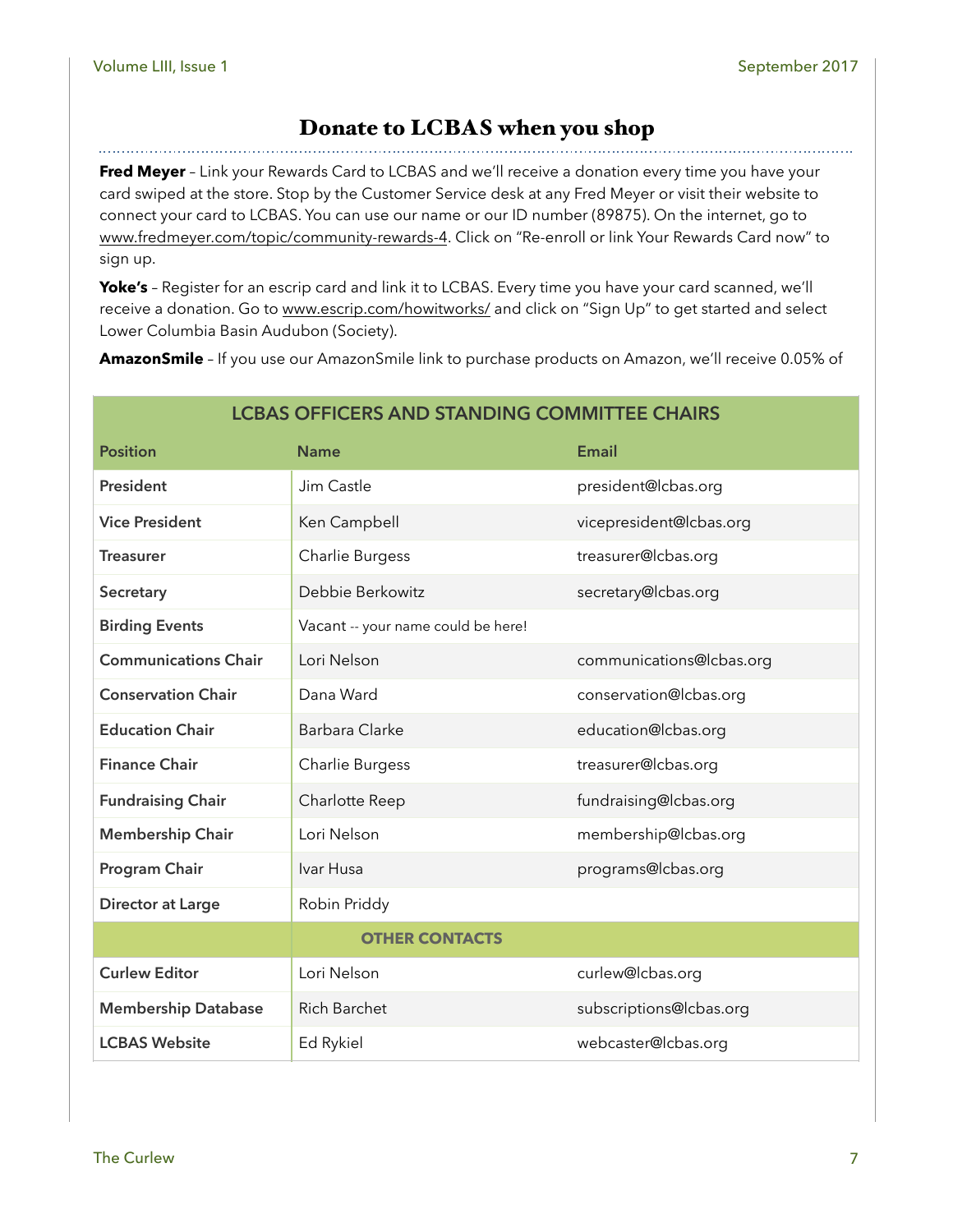## Donate to LCBAS when you shop

**Fred Meyer** – Link your Rewards Card to LCBAS and we'll receive a donation every time you have your card swiped at the store. Stop by the Customer Service desk at any Fred Meyer or visit their website to connect your card to LCBAS. You can use our name or our ID number (89875). On the internet, go to www.fredmeyer.com/topic/community-rewards-4. Click on "Re-enroll or link Your Rewards Card now" to sign up.

**Yoke's** – Register for an escrip card and link it to LCBAS. Every time you have your card scanned, we'll receive a donation. Go to www.escrip.com/howitworks/ and click on "Sign Up" to get started and select Lower Columbia Basin Audubon (Society).

**AmazonSmile** – If you use our AmazonSmile link to purchase products on Amazon, we'll receive 0.05% of

| LCBAS OFFICERS AND STANDING COMMITTEE CHAIRS | | |
|---|---|---|
| **Position** | **Name** | **Email** |
| **President** | Jim Castle | president@lcbas.org |
| **Vice President** | Ken Campbell | vicepresident@lcbas.org |
| **Treasurer** | Charlie Burgess | treasurer@lcbas.org |
| **Secretary** | Debbie Berkowitz | secretary@lcbas.org |
| **Birding Events** | Vacant -- your name could be here! | |
| **Communications Chair** | Lori Nelson | communications@lcbas.org |
| **Conservation Chair** | Dana Ward | conservation@lcbas.org |
| **Education Chair** | Barbara Clarke | education@lcbas.org |
| **Finance Chair** | Charlie Burgess | treasurer@lcbas.org |
| **Fundraising Chair** | Charlotte Reep | fundraising@lcbas.org |
| **Membership Chair** | Lori Nelson | membership@lcbas.org |
| **Program Chair** | Ivar Husa | programs@lcbas.org |
| **Director at Large** | Robin Priddy | |
| | **OTHER CONTACTS** | |
| **Curlew Editor** | Lori Nelson | curlew@lcbas.org |
| **Membership Database** | Rich Barchet | subscriptions@lcbas.org |
| **LCBAS Website** | Ed Rykiel | webcaster@lcbas.org |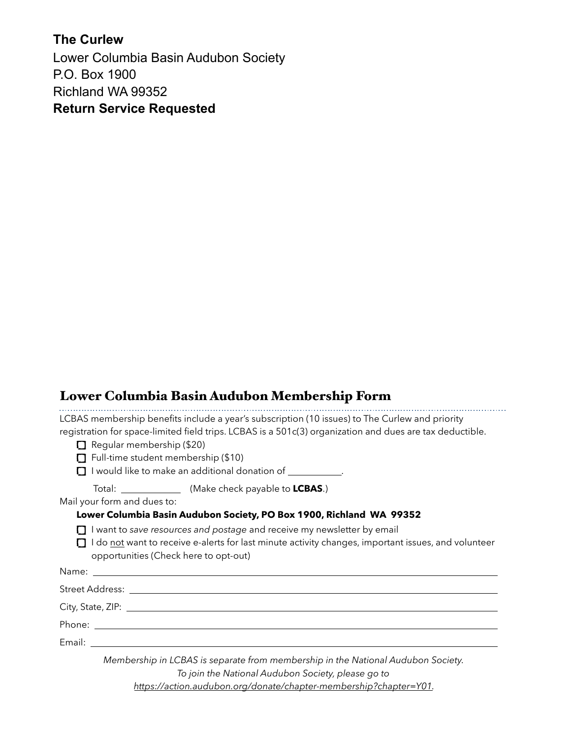**The Curlew**
Lower Columbia Basin Audubon Society
P.O. Box 1900
Richland WA 99352
**Return Service Requested**

## Lower Columbia Basin Audubon Membership Form

LCBAS membership benefits include a year's subscription (10 issues) to The Curlew and priority registration for space-limited field trips. LCBAS is a 501c(3) organization and dues are tax deductible.

- ☐ Regular membership ($20)
- ☐ Full-time student membership ($10)
- ☐ I would like to make an additional donation of ___________.

Total: ____________ (Make check payable to **LCBAS**.)

Mail your form and dues to:

**Lower Columbia Basin Audubon Society, PO Box 1900, Richland WA 99352**

- ☐ I want to *save resources and postage* and receive my newsletter by email
- ☐ I do not want to receive e-alerts for last minute activity changes, important issues, and volunteer opportunities (Check here to opt-out)

Name: ____________________________________________

Street Address: ____________________________________________

City, State, ZIP: ____________________________________________

Phone: ____________________________________________

Email: ____________________________________________

*Membership in LCBAS is separate from membership in the National Audubon Society. To join the National Audubon Society, please go to https://action.audubon.org/donate/chapter-membership?chapter=Y01.*